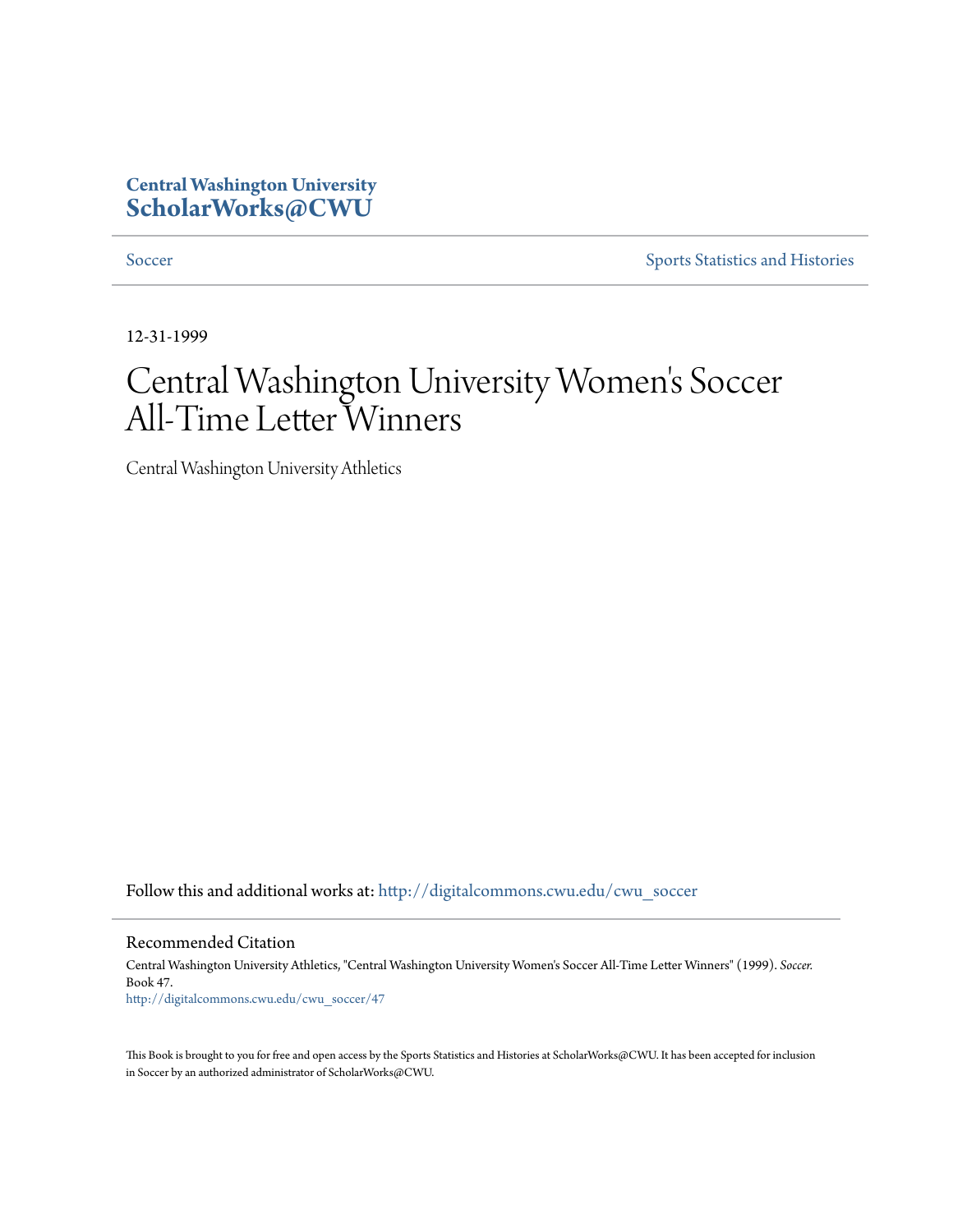**Central Washington University**
**ScholarWorks@CWU**

Soccer | Sports Statistics and Histories

12-31-1999

# Central Washington University Women's Soccer All-Time Letter Winners

Central Washington University Athletics

Follow this and additional works at: http://digitalcommons.cwu.edu/cwu_soccer

## Recommended Citation

Central Washington University Athletics, "Central Washington University Women's Soccer All-Time Letter Winners" (1999). *Soccer.* Book 47.
http://digitalcommons.cwu.edu/cwu_soccer/47

This Book is brought to you for free and open access by the Sports Statistics and Histories at ScholarWorks@CWU. It has been accepted for inclusion in Soccer by an authorized administrator of ScholarWorks@CWU.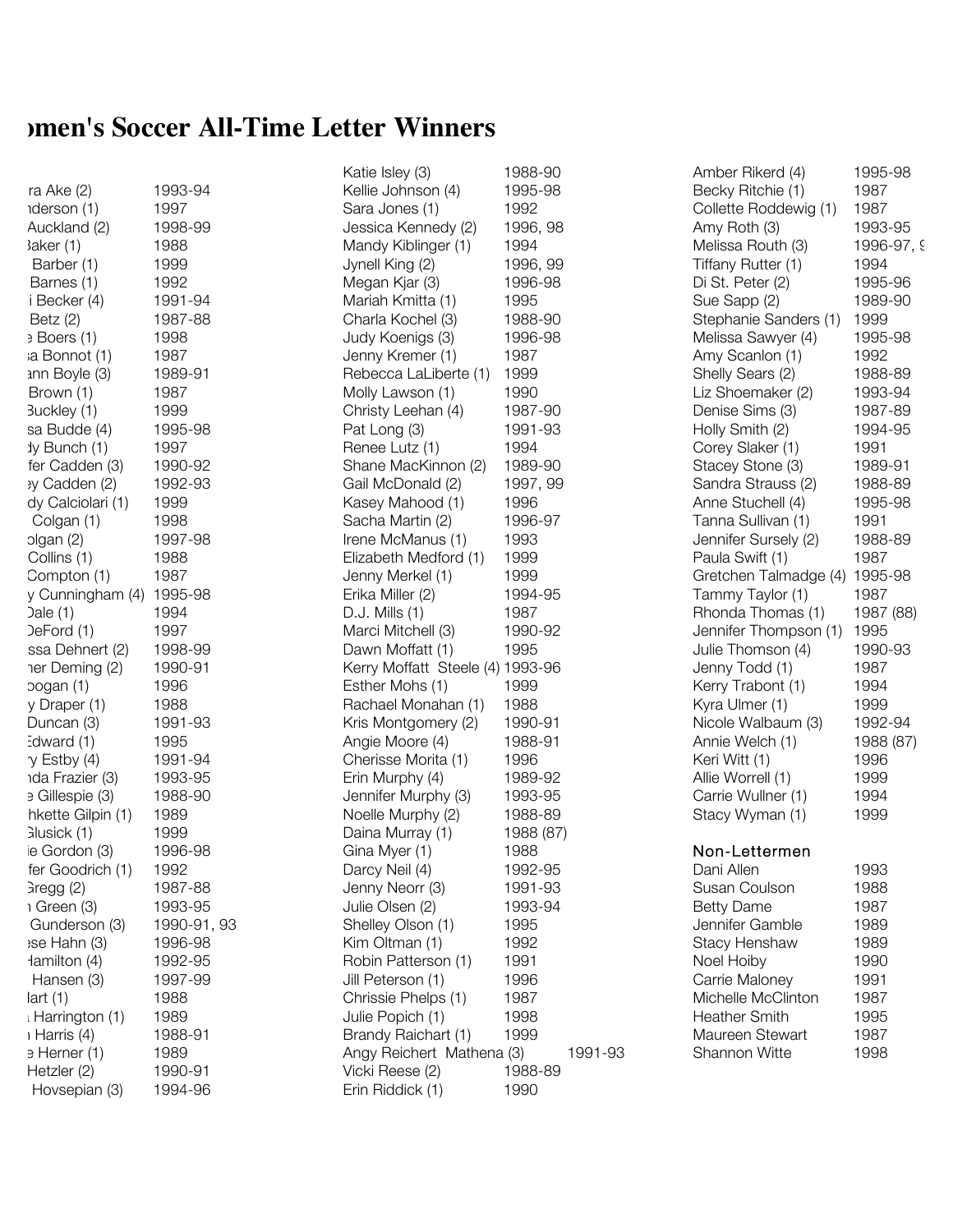# omen's Soccer All-Time Letter Winners

| | |
|---|---|
| ra Ake (2) | 1993-94 |
| nderson (1) | 1997 |
| Auckland (2) | 1998-99 |
| Baker (1) | 1988 |
| Barber (1) | 1999 |
| Barnes (1) | 1992 |
| i Becker (4) | 1991-94 |
| Betz (2) | 1987-88 |
| e Boers (1) | 1998 |
| sa Bonnot (1) | 1987 |
| ann Boyle (3) | 1989-91 |
| Brown (1) | 1987 |
| Buckley (1) | 1999 |
| sa Budde (4) | 1995-98 |
| dy Bunch (1) | 1997 |
| fer Cadden (3) | 1990-92 |
| ey Cadden (2) | 1992-93 |
| dy Calciolari (1) | 1999 |
| Colgan (1) | 1998 |
| olgan (2) | 1997-98 |
| Collins (1) | 1988 |
| Compton (1) | 1987 |
| y Cunningham (4) | 1995-98 |
| Dale (1) | 1994 |
| DeFord (1) | 1997 |
| ssa Dehnert (2) | 1998-99 |
| her Deming (2) | 1990-91 |
| oogan (1) | 1996 |
| y Draper (1) | 1988 |
| Duncan (3) | 1991-93 |
| Edward (1) | 1995 |
| y Estby (4) | 1991-94 |
| nda Frazier (3) | 1993-95 |
| e Gillespie (3) | 1988-90 |
| hkette Gilpin (1) | 1989 |
| Glusick (1) | 1999 |
| ie Gordon (3) | 1996-98 |
| fer Goodrich (1) | 1992 |
| Gregg (2) | 1987-88 |
| n Green (3) | 1993-95 |
| Gunderson (3) | 1990-91, 93 |
| se Hahn (3) | 1996-98 |
| Hamilton (4) | 1992-95 |
| Hansen (3) | 1997-99 |
| Hart (1) | 1988 |
| Harrington (1) | 1989 |
| n Harris (4) | 1988-91 |
| e Herner (1) | 1989 |
| Hetzler (2) | 1990-91 |
| Hovsepian (3) | 1994-96 |
| Katie Isley (3) | 1988-90 |
| Kellie Johnson (4) | 1995-98 |
| Sara Jones (1) | 1992 |
| Jessica Kennedy (2) | 1996, 98 |
| Mandy Kiblinger (1) | 1994 |
| Jynell King (2) | 1996, 99 |
| Megan Kjar (3) | 1996-98 |
| Mariah Kmitta (1) | 1995 |
| Charla Kochel (3) | 1988-90 |
| Judy Koenigs (3) | 1996-98 |
| Jenny Kremer (1) | 1987 |
| Rebecca LaLiberte (1) | 1999 |
| Molly Lawson (1) | 1990 |
| Christy Leehan (4) | 1987-90 |
| Pat Long (3) | 1991-93 |
| Renee Lutz (1) | 1994 |
| Shane MacKinnon (2) | 1989-90 |
| Gail McDonald (2) | 1997, 99 |
| Kasey Mahood (1) | 1996 |
| Sacha Martin (2) | 1996-97 |
| Irene McManus (1) | 1993 |
| Elizabeth Medford (1) | 1999 |
| Jenny Merkel (1) | 1999 |
| Erika Miller (2) | 1994-95 |
| D.J. Mills (1) | 1987 |
| Marci Mitchell (3) | 1990-92 |
| Dawn Moffatt (1) | 1995 |
| Kerry Moffatt Steele (4) | 1993-96 |
| Esther Mohs (1) | 1999 |
| Rachael Monahan (1) | 1988 |
| Kris Montgomery (2) | 1990-91 |
| Angie Moore (4) | 1988-91 |
| Cherisse Morita (1) | 1996 |
| Erin Murphy (4) | 1989-92 |
| Jennifer Murphy (3) | 1993-95 |
| Noelle Murphy (2) | 1988-89 |
| Daina Murray (1) | 1988 (87) |
| Gina Myer (1) | 1988 |
| Darcy Neil (4) | 1992-95 |
| Jenny Neorr (3) | 1991-93 |
| Julie Olsen (2) | 1993-94 |
| Shelley Olson (1) | 1995 |
| Kim Oltman (1) | 1992 |
| Robin Patterson (1) | 1991 |
| Jill Peterson (1) | 1996 |
| Chrissie Phelps (1) | 1987 |
| Julie Popich (1) | 1998 |
| Brandy Raichart (1) | 1999 |
| Angy Reichert Mathena (3) | 1991-93 |
| Vicki Reese (2) | 1988-89 |
| Erin Riddick (1) | 1990 |
| Amber Rikerd (4) | 1995-98 |
| Becky Ritchie (1) | 1987 |
| Collette Roddewig (1) | 1987 |
| Amy Roth (3) | 1993-95 |
| Melissa Routh (3) | 1996-97, 9 |
| Tiffany Rutter (1) | 1994 |
| Di St. Peter (2) | 1995-96 |
| Sue Sapp (2) | 1989-90 |
| Stephanie Sanders (1) | 1999 |
| Melissa Sawyer (4) | 1995-98 |
| Amy Scanlon (1) | 1992 |
| Shelly Sears (2) | 1988-89 |
| Liz Shoemaker (2) | 1993-94 |
| Denise Sims (3) | 1987-89 |
| Holly Smith (2) | 1994-95 |
| Corey Slaker (1) | 1991 |
| Stacey Stone (3) | 1989-91 |
| Sandra Strauss (2) | 1988-89 |
| Anne Stuchell (4) | 1995-98 |
| Tanna Sullivan (1) | 1991 |
| Jennifer Sursely (2) | 1988-89 |
| Paula Swift (1) | 1987 |
| Gretchen Talmadge (4) | 1995-98 |
| Tammy Taylor (1) | 1987 |
| Rhonda Thomas (1) | 1987 (88) |
| Jennifer Thompson (1) | 1995 |
| Julie Thomson (4) | 1990-93 |
| Jenny Todd (1) | 1987 |
| Kerry Trabont (1) | 1994 |
| Kyra Ulmer (1) | 1999 |
| Nicole Walbaum (3) | 1992-94 |
| Annie Welch (1) | 1988 (87) |
| Keri Witt (1) | 1996 |
| Allie Worrell (1) | 1999 |
| Carrie Wullner (1) | 1994 |
| Stacy Wyman (1) | 1999 |

## Non-Lettermen

| | |
|---|---|
| Dani Allen | 1993 |
| Susan Coulson | 1988 |
| Betty Dame | 1987 |
| Jennifer Gamble | 1989 |
| Stacy Henshaw | 1989 |
| Noel Hoiby | 1990 |
| Carrie Maloney | 1991 |
| Michelle McClinton | 1987 |
| Heather Smith | 1995 |
| Maureen Stewart | 1987 |
| Shannon Witte | 1998 |